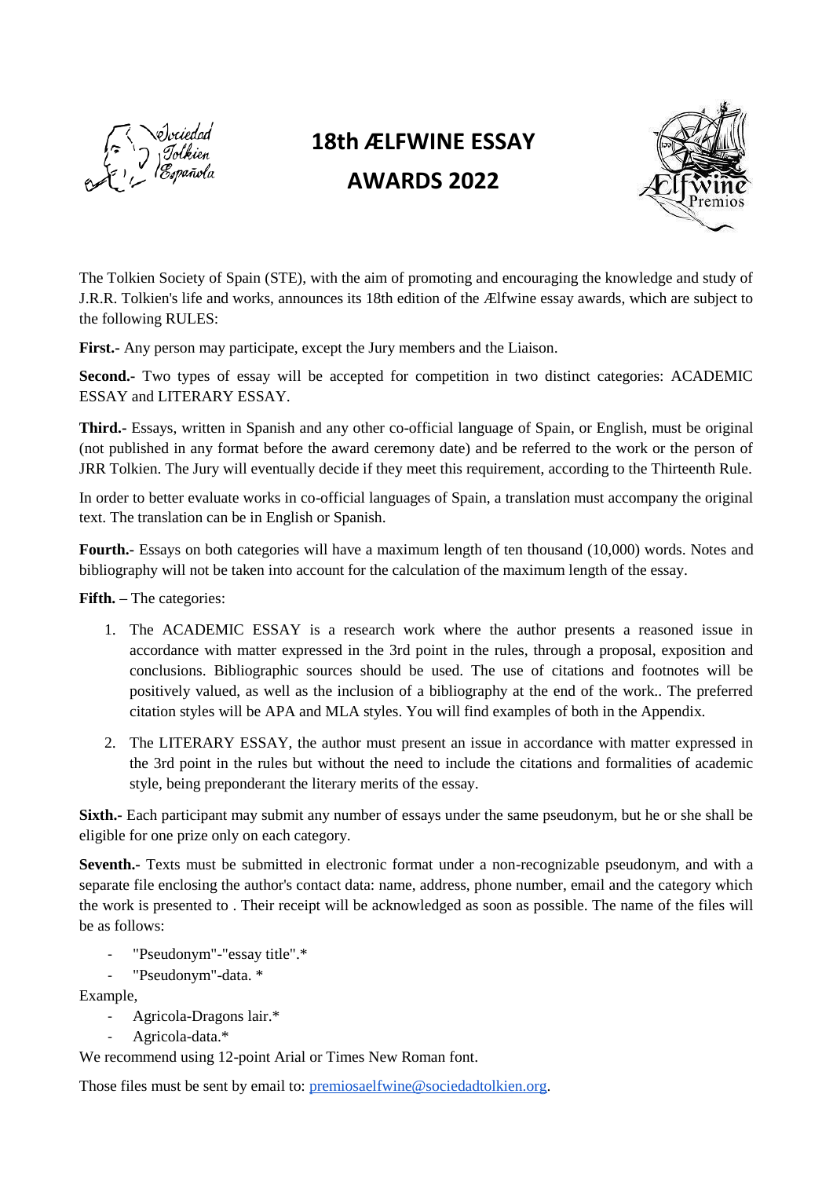# 18th ÆLFWINE ESSAY AWARDS 2022

The Tolkien Society of Spain (STE), with the aim of promoting and encouraging the knowledge and study of J.R.R. Tolkien's life and works, announces its 18th edition of the Ælfwine essay awards, which are subject to the following RULES:

**First.-** Any person may participate, except the Jury members and the Liaison.

**Second.-** Two types of essay will be accepted for competition in two distinct categories: ACADEMIC ESSAY and LITERARY ESSAY.

**Third.-** Essays, written in Spanish and any other co-official language of Spain, or English, must be original (not published in any format before the award ceremony date) and be referred to the work or the person of JRR Tolkien. The Jury will eventually decide if they meet this requirement, according to the Thirteenth Rule.

In order to better evaluate works in co-official languages of Spain, a translation must accompany the original text. The translation can be in English or Spanish.

**Fourth.-** Essays on both categories will have a maximum length of ten thousand (10,000) words. Notes and bibliography will not be taken into account for the calculation of the maximum length of the essay.

**Fifth. –** The categories:

1. The ACADEMIC ESSAY is a research work where the author presents a reasoned issue in accordance with matter expressed in the 3rd point in the rules, through a proposal, exposition and conclusions. Bibliographic sources should be used. The use of citations and footnotes will be positively valued, as well as the inclusion of a bibliography at the end of the work.. The preferred citation styles will be APA and MLA styles. You will find examples of both in the Appendix.
2. The LITERARY ESSAY, the author must present an issue in accordance with matter expressed in the 3rd point in the rules but without the need to include the citations and formalities of academic style, being preponderant the literary merits of the essay.

**Sixth.-** Each participant may submit any number of essays under the same pseudonym, but he or she shall be eligible for one prize only on each category.

**Seventh.-** Texts must be submitted in electronic format under a non-recognizable pseudonym, and with a separate file enclosing the author's contact data: name, address, phone number, email and the category which the work is presented to . Their receipt will be acknowledged as soon as possible. The name of the files will be as follows:

- "Pseudonym"-"essay title".*
- "Pseudonym"-data. *

Example,

- Agricola-Dragons lair.*
- Agricola-data.*

We recommend using 12-point Arial or Times New Roman font.

Those files must be sent by email to: premiosaelfwine@sociedadtolkien.org.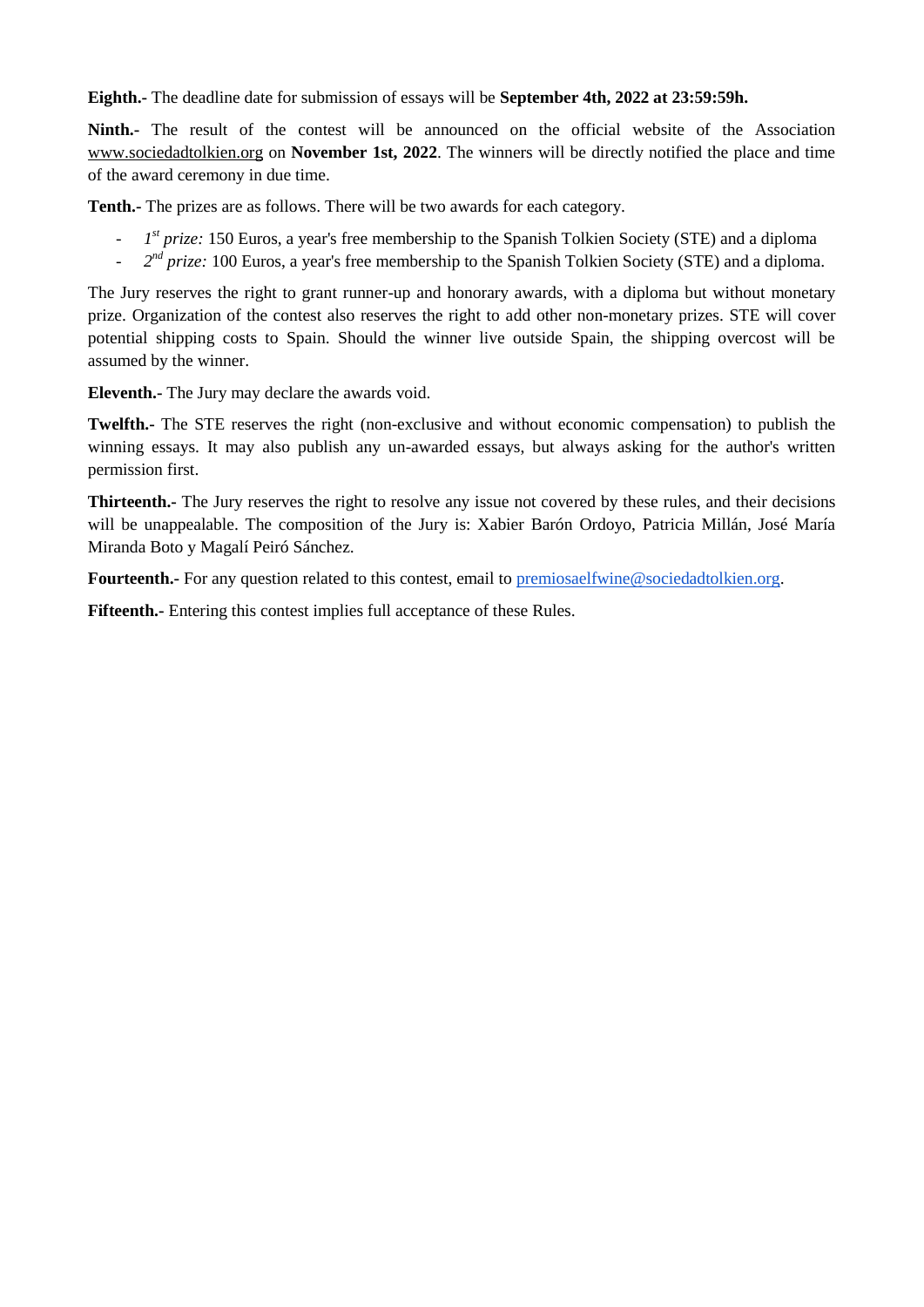**Eighth.-** The deadline date for submission of essays will be **September 4th, 2022 at 23:59:59h.**

**Ninth.-** The result of the contest will be announced on the official website of the Association www.sociedadtolkien.org on **November 1st, 2022**. The winners will be directly notified the place and time of the award ceremony in due time.

**Tenth.-** The prizes are as follows. There will be two awards for each category.

- *1st prize:* 150 Euros, a year's free membership to the Spanish Tolkien Society (STE) and a diploma
- *2nd prize:* 100 Euros, a year's free membership to the Spanish Tolkien Society (STE) and a diploma.

The Jury reserves the right to grant runner-up and honorary awards, with a diploma but without monetary prize. Organization of the contest also reserves the right to add other non-monetary prizes. STE will cover potential shipping costs to Spain. Should the winner live outside Spain, the shipping overcost will be assumed by the winner.

**Eleventh.-** The Jury may declare the awards void.

**Twelfth.-** The STE reserves the right (non-exclusive and without economic compensation) to publish the winning essays. It may also publish any un-awarded essays, but always asking for the author's written permission first.

**Thirteenth.-** The Jury reserves the right to resolve any issue not covered by these rules, and their decisions will be unappealable. The composition of the Jury is: Xabier Barón Ordoyo, Patricia Millán, José María Miranda Boto y Magalí Peiró Sánchez.

**Fourteenth.-** For any question related to this contest, email to premiosaelfwine@sociedadtolkien.org.

**Fifteenth.-** Entering this contest implies full acceptance of these Rules.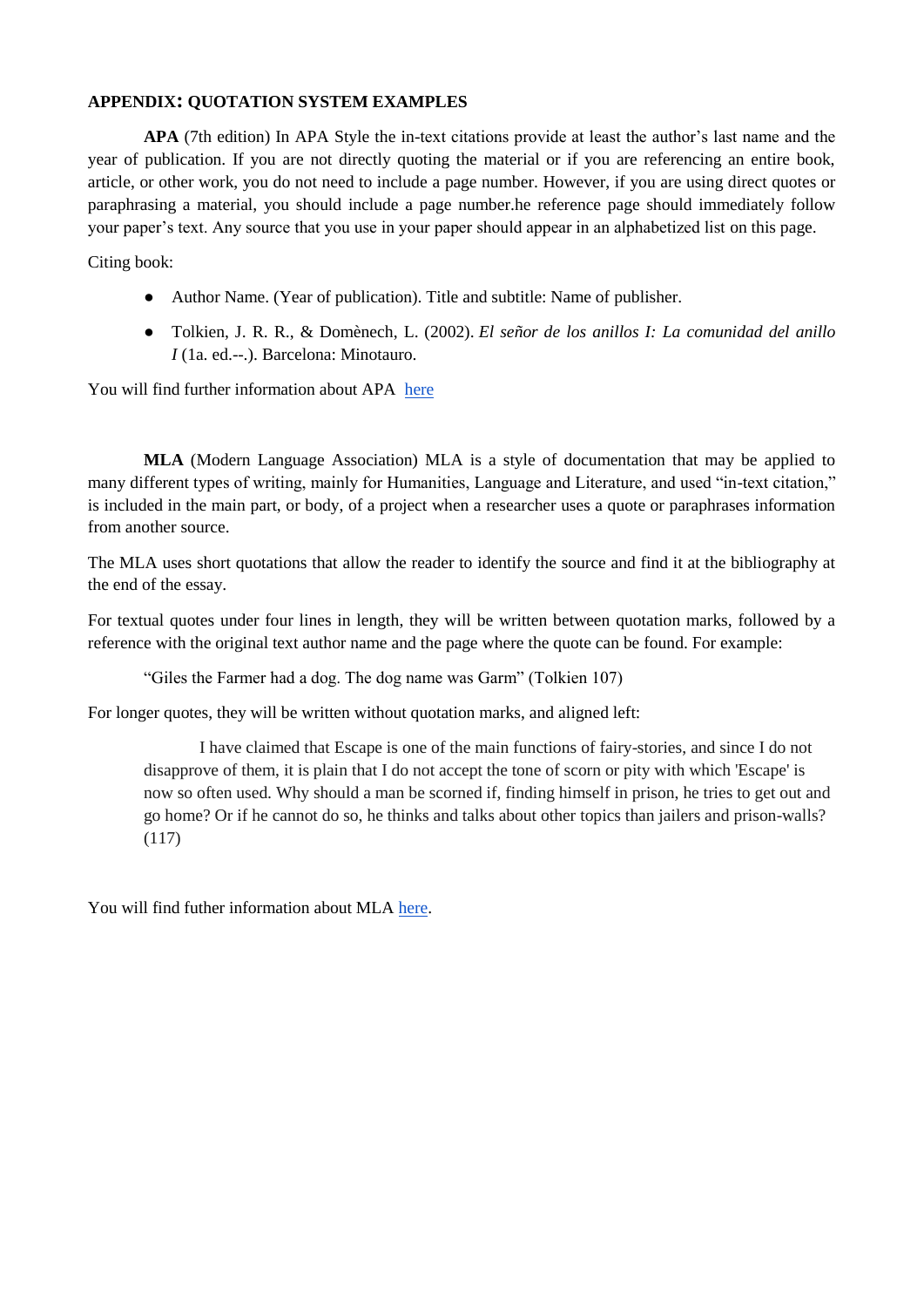**APPENDIX: QUOTATION SYSTEM EXAMPLES**

**APA** (7th edition) In APA Style the in-text citations provide at least the author's last name and the year of publication. If you are not directly quoting the material or if you are referencing an entire book, article, or other work, you do not need to include a page number. However, if you are using direct quotes or paraphrasing a material, you should include a page number.he reference page should immediately follow your paper's text. Any source that you use in your paper should appear in an alphabetized list on this page.

Citing book:

- Author Name. (Year of publication). Title and subtitle: Name of publisher.
- Tolkien, J. R. R., & Domènech, L. (2002). *El señor de los anillos I: La comunidad del anillo I* (1a. ed.--.). Barcelona: Minotauro.

You will find further information about APA here

**MLA** (Modern Language Association) MLA is a style of documentation that may be applied to many different types of writing, mainly for Humanities, Language and Literature, and used "in-text citation," is included in the main part, or body, of a project when a researcher uses a quote or paraphrases information from another source.

The MLA uses short quotations that allow the reader to identify the source and find it at the bibliography at the end of the essay.

For textual quotes under four lines in length, they will be written between quotation marks, followed by a reference with the original text author name and the page where the quote can be found. For example:

"Giles the Farmer had a dog. The dog name was Garm" (Tolkien 107)

For longer quotes, they will be written without quotation marks, and aligned left:

> I have claimed that Escape is one of the main functions of fairy-stories, and since I do not disapprove of them, it is plain that I do not accept the tone of scorn or pity with which 'Escape' is now so often used. Why should a man be scorned if, finding himself in prison, he tries to get out and go home? Or if he cannot do so, he thinks and talks about other topics than jailers and prison-walls? (117)

You will find futher information about MLA here.